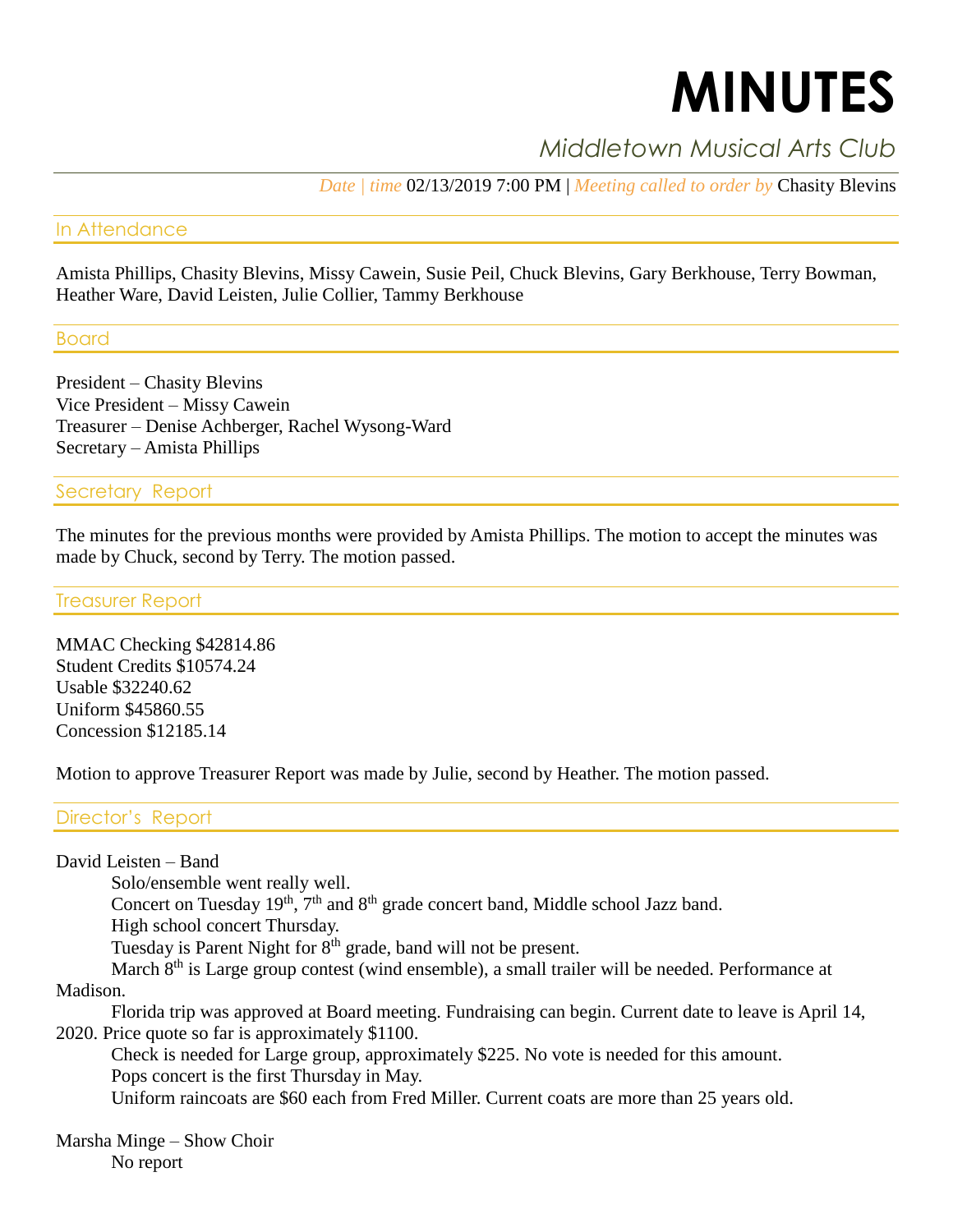# MINUTES

## Middletown Musical Arts Club

*Date | time* 02/13/2019 7:00 PM | *Meeting called to order by* Chasity Blevins

### In Attendance

Amista Phillips, Chasity Blevins, Missy Cawein, Susie Peil, Chuck Blevins, Gary Berkhouse, Terry Bowman, Heather Ware, David Leisten, Julie Collier, Tammy Berkhouse

### Board

President – Chasity Blevins
Vice President – Missy Cawein
Treasurer – Denise Achberger, Rachel Wysong-Ward
Secretary – Amista Phillips

### Secretary Report

The minutes for the previous months were provided by Amista Phillips. The motion to accept the minutes was made by Chuck, second by Terry. The motion passed.

### Treasurer Report

MMAC Checking $42814.86
Student Credits $10574.24
Usable $32240.62
Uniform $45860.55
Concession $12185.14

Motion to approve Treasurer Report was made by Julie, second by Heather. The motion passed.

### Director's Report

David Leisten – Band

Solo/ensemble went really well.
Concert on Tuesday 19th, 7th and 8th grade concert band, Middle school Jazz band.
High school concert Thursday.
Tuesday is Parent Night for 8th grade, band will not be present.
March 8th is Large group contest (wind ensemble), a small trailer will be needed. Performance at Madison.
Florida trip was approved at Board meeting. Fundraising can begin. Current date to leave is April 14, 2020. Price quote so far is approximately $1100.
Check is needed for Large group, approximately $225. No vote is needed for this amount.
Pops concert is the first Thursday in May.
Uniform raincoats are $60 each from Fred Miller. Current coats are more than 25 years old.

Marsha Minge – Show Choir

No report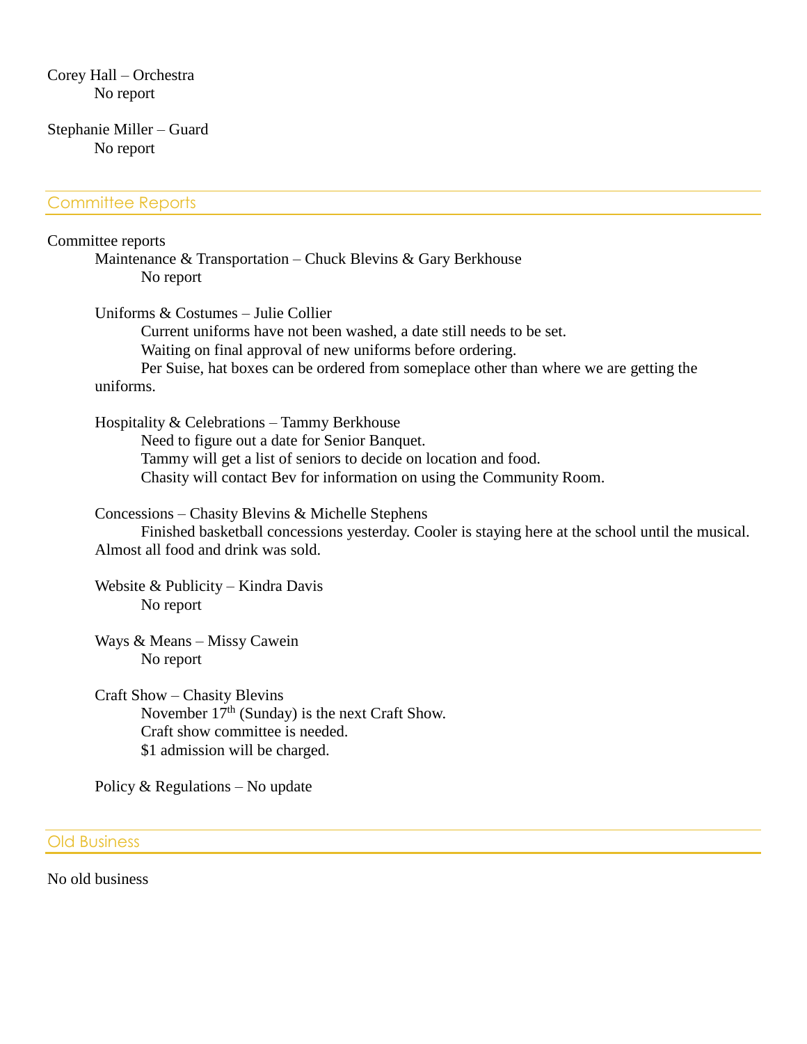Corey Hall – Orchestra

No report

Stephanie Miller – Guard

No report

## Committee Reports

Committee reports

Maintenance & Transportation – Chuck Blevins & Gary Berkhouse

No report

Uniforms & Costumes – Julie Collier

Current uniforms have not been washed, a date still needs to be set.

Waiting on final approval of new uniforms before ordering.

Per Suise, hat boxes can be ordered from someplace other than where we are getting the uniforms.

Hospitality & Celebrations – Tammy Berkhouse

Need to figure out a date for Senior Banquet.

Tammy will get a list of seniors to decide on location and food.

Chasity will contact Bev for information on using the Community Room.

Concessions – Chasity Blevins & Michelle Stephens

Finished basketball concessions yesterday. Cooler is staying here at the school until the musical. Almost all food and drink was sold.

Website & Publicity – Kindra Davis

No report

Ways & Means – Missy Cawein

No report

Craft Show – Chasity Blevins

November 17th (Sunday) is the next Craft Show.

Craft show committee is needed.

$1 admission will be charged.

Policy & Regulations – No update

## Old Business

No old business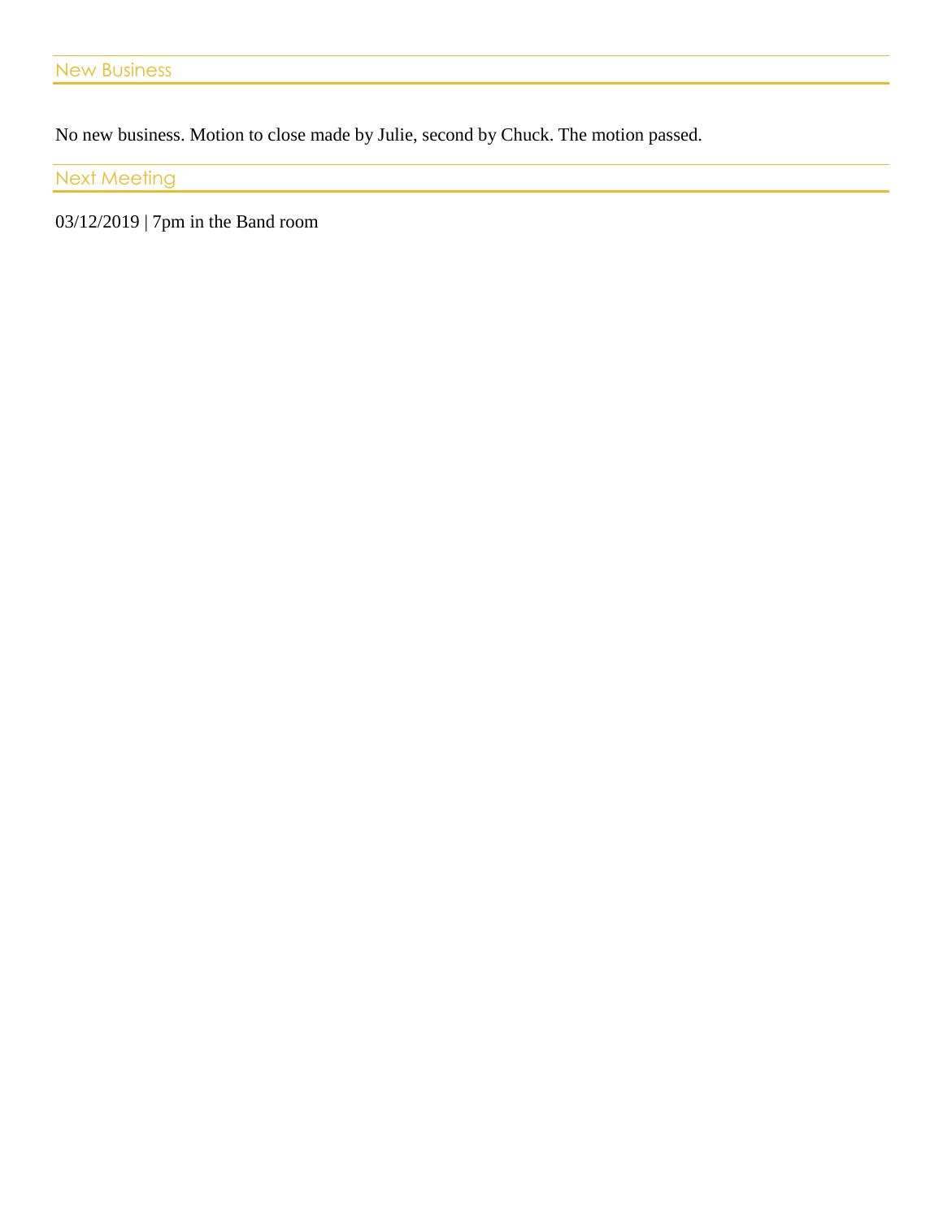## New Business

No new business. Motion to close made by Julie, second by Chuck. The motion passed.

## Next Meeting

03/12/2019 | 7pm in the Band room